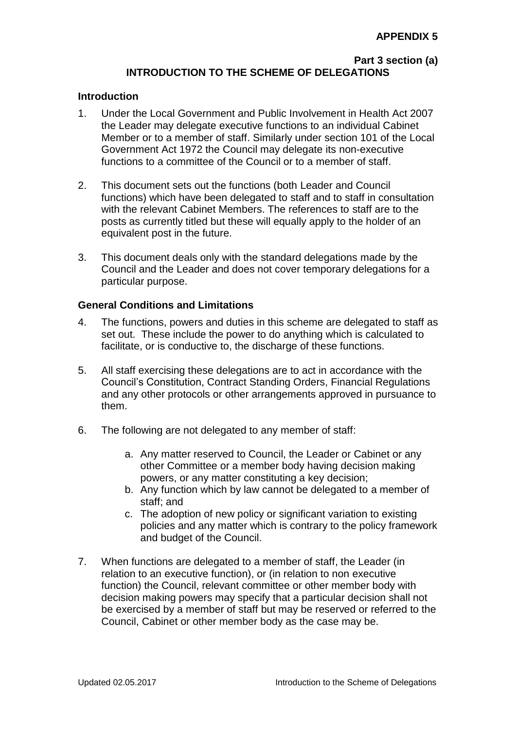**APPENDIX 5**

**Part 3 section (a)**

# INTRODUCTION TO THE SCHEME OF DELEGATIONS

## Introduction

1. Under the Local Government and Public Involvement in Health Act 2007 the Leader may delegate executive functions to an individual Cabinet Member or to a member of staff. Similarly under section 101 of the Local Government Act 1972 the Council may delegate its non-executive functions to a committee of the Council or to a member of staff.

2. This document sets out the functions (both Leader and Council functions) which have been delegated to staff and to staff in consultation with the relevant Cabinet Members. The references to staff are to the posts as currently titled but these will equally apply to the holder of an equivalent post in the future.

3. This document deals only with the standard delegations made by the Council and the Leader and does not cover temporary delegations for a particular purpose.

## General Conditions and Limitations

4. The functions, powers and duties in this scheme are delegated to staff as set out. These include the power to do anything which is calculated to facilitate, or is conductive to, the discharge of these functions.

5. All staff exercising these delegations are to act in accordance with the Council's Constitution, Contract Standing Orders, Financial Regulations and any other protocols or other arrangements approved in pursuance to them.

6. The following are not delegated to any member of staff:

   a. Any matter reserved to Council, the Leader or Cabinet or any other Committee or a member body having decision making powers, or any matter constituting a key decision;
   b. Any function which by law cannot be delegated to a member of staff; and
   c. The adoption of new policy or significant variation to existing policies and any matter which is contrary to the policy framework and budget of the Council.

7. When functions are delegated to a member of staff, the Leader (in relation to an executive function), or (in relation to non executive function) the Council, relevant committee or other member body with decision making powers may specify that a particular decision shall not be exercised by a member of staff but may be reserved or referred to the Council, Cabinet or other member body as the case may be.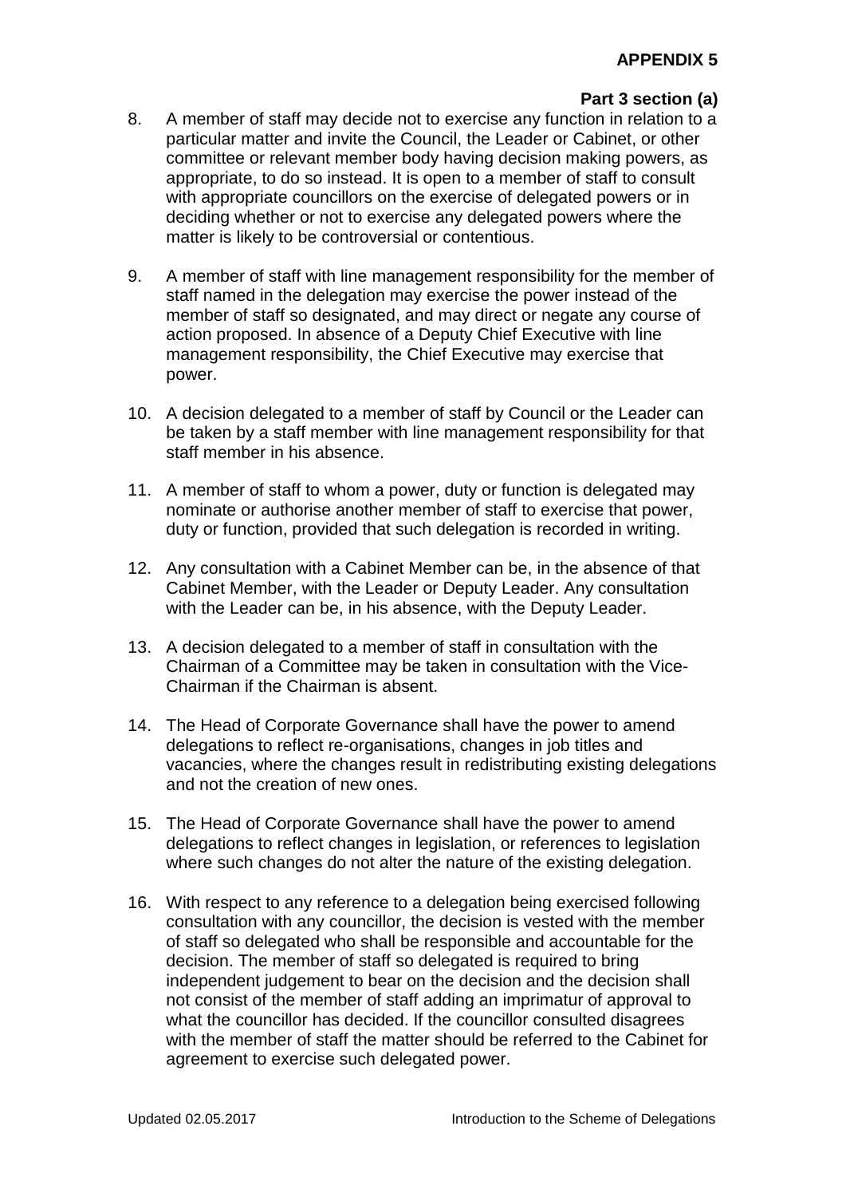**APPENDIX 5**

**Part 3 section (a)**

8. A member of staff may decide not to exercise any function in relation to a particular matter and invite the Council, the Leader or Cabinet, or other committee or relevant member body having decision making powers, as appropriate, to do so instead. It is open to a member of staff to consult with appropriate councillors on the exercise of delegated powers or in deciding whether or not to exercise any delegated powers where the matter is likely to be controversial or contentious.

9. A member of staff with line management responsibility for the member of staff named in the delegation may exercise the power instead of the member of staff so designated, and may direct or negate any course of action proposed. In absence of a Deputy Chief Executive with line management responsibility, the Chief Executive may exercise that power.

10. A decision delegated to a member of staff by Council or the Leader can be taken by a staff member with line management responsibility for that staff member in his absence.

11. A member of staff to whom a power, duty or function is delegated may nominate or authorise another member of staff to exercise that power, duty or function, provided that such delegation is recorded in writing.

12. Any consultation with a Cabinet Member can be, in the absence of that Cabinet Member, with the Leader or Deputy Leader. Any consultation with the Leader can be, in his absence, with the Deputy Leader.

13. A decision delegated to a member of staff in consultation with the Chairman of a Committee may be taken in consultation with the Vice-Chairman if the Chairman is absent.

14. The Head of Corporate Governance shall have the power to amend delegations to reflect re-organisations, changes in job titles and vacancies, where the changes result in redistributing existing delegations and not the creation of new ones.

15. The Head of Corporate Governance shall have the power to amend delegations to reflect changes in legislation, or references to legislation where such changes do not alter the nature of the existing delegation.

16. With respect to any reference to a delegation being exercised following consultation with any councillor, the decision is vested with the member of staff so delegated who shall be responsible and accountable for the decision. The member of staff so delegated is required to bring independent judgement to bear on the decision and the decision shall not consist of the member of staff adding an imprimatur of approval to what the councillor has decided. If the councillor consulted disagrees with the member of staff the matter should be referred to the Cabinet for agreement to exercise such delegated power.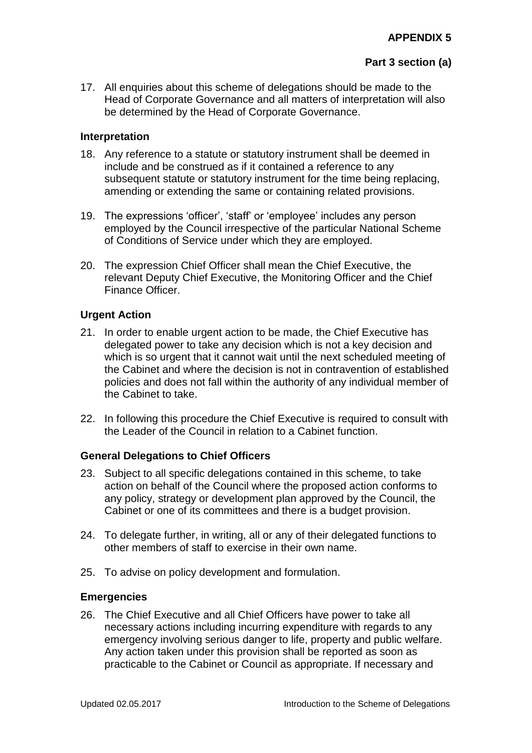**APPENDIX 5**

**Part 3 section (a)**

17. All enquiries about this scheme of delegations should be made to the Head of Corporate Governance and all matters of interpretation will also be determined by the Head of Corporate Governance.

### Interpretation

18. Any reference to a statute or statutory instrument shall be deemed in include and be construed as if it contained a reference to any subsequent statute or statutory instrument for the time being replacing, amending or extending the same or containing related provisions.

19. The expressions 'officer', 'staff' or 'employee' includes any person employed by the Council irrespective of the particular National Scheme of Conditions of Service under which they are employed.

20. The expression Chief Officer shall mean the Chief Executive, the relevant Deputy Chief Executive, the Monitoring Officer and the Chief Finance Officer.

### Urgent Action

21. In order to enable urgent action to be made, the Chief Executive has delegated power to take any decision which is not a key decision and which is so urgent that it cannot wait until the next scheduled meeting of the Cabinet and where the decision is not in contravention of established policies and does not fall within the authority of any individual member of the Cabinet to take.

22. In following this procedure the Chief Executive is required to consult with the Leader of the Council in relation to a Cabinet function.

### General Delegations to Chief Officers

23. Subject to all specific delegations contained in this scheme, to take action on behalf of the Council where the proposed action conforms to any policy, strategy or development plan approved by the Council, the Cabinet or one of its committees and there is a budget provision.

24. To delegate further, in writing, all or any of their delegated functions to other members of staff to exercise in their own name.

25. To advise on policy development and formulation.

### Emergencies

26. The Chief Executive and all Chief Officers have power to take all necessary actions including incurring expenditure with regards to any emergency involving serious danger to life, property and public welfare. Any action taken under this provision shall be reported as soon as practicable to the Cabinet or Council as appropriate. If necessary and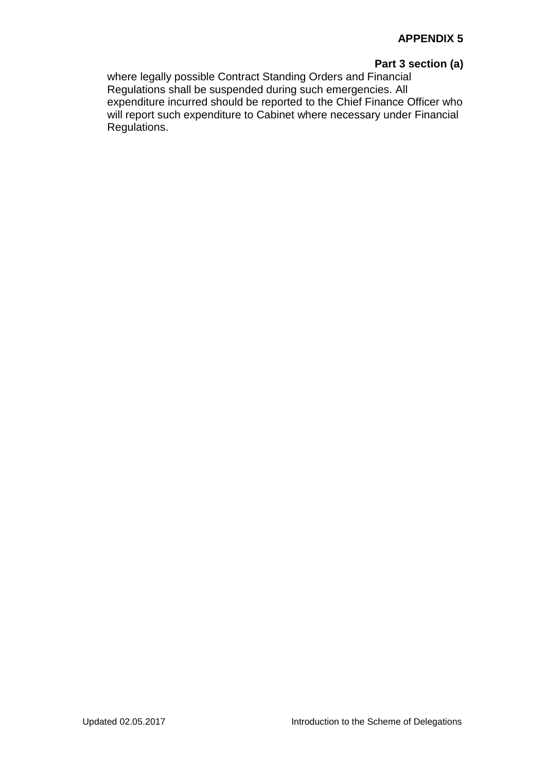where legally possible Contract Standing Orders and Financial Regulations shall be suspended during such emergencies. All expenditure incurred should be reported to the Chief Finance Officer who will report such expenditure to Cabinet where necessary under Financial Regulations.